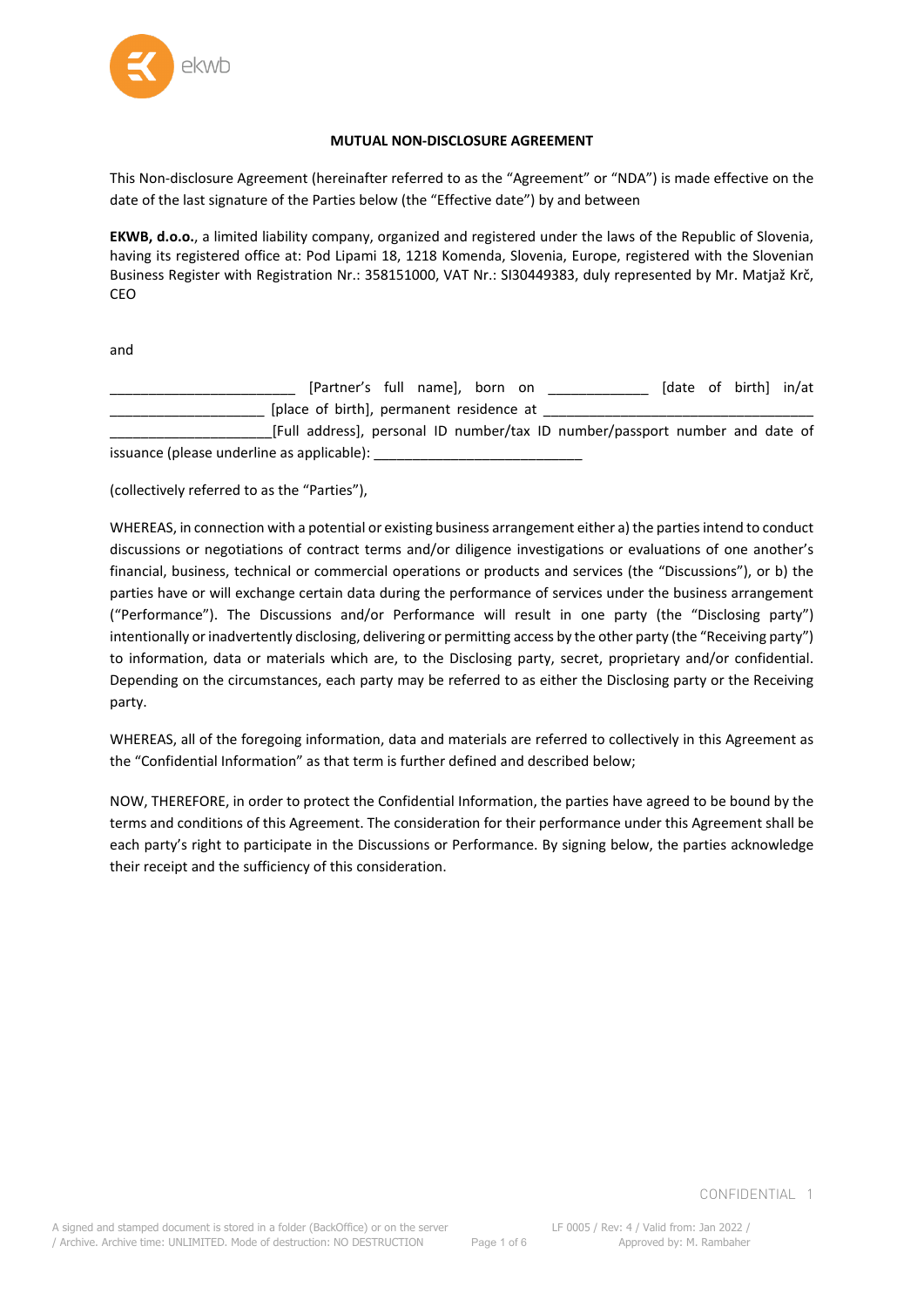**MUTUAL NON-DISCLOSURE AGREEMENT**

This Non-disclosure Agreement (hereinafter referred to as the "Agreement" or "NDA") is made effective on the date of the last signature of the Parties below (the "Effective date") by and between

**EKWB, d.o.o.**, a limited liability company, organized and registered under the laws of the Republic of Slovenia, having its registered office at: Pod Lipami 18, 1218 Komenda, Slovenia, Europe, registered with the Slovenian Business Register with Registration Nr.: 358151000, VAT Nr.: SI30449383, duly represented by Mr. Matjaž Krč, CEO

and

________________________ [Partner's full name], born on _____________ [date of birth] in/at ____________________ [place of birth], permanent residence at ___________________________________ _____________________[Full address], personal ID number/tax ID number/passport number and date of issuance (please underline as applicable): ___________________________

(collectively referred to as the "Parties"),

WHEREAS, in connection with a potential or existing business arrangement either a) the parties intend to conduct discussions or negotiations of contract terms and/or diligence investigations or evaluations of one another's financial, business, technical or commercial operations or products and services (the "Discussions"), or b) the parties have or will exchange certain data during the performance of services under the business arrangement ("Performance"). The Discussions and/or Performance will result in one party (the "Disclosing party") intentionally or inadvertently disclosing, delivering or permitting access by the other party (the "Receiving party") to information, data or materials which are, to the Disclosing party, secret, proprietary and/or confidential. Depending on the circumstances, each party may be referred to as either the Disclosing party or the Receiving party.

WHEREAS, all of the foregoing information, data and materials are referred to collectively in this Agreement as the "Confidential Information" as that term is further defined and described below;

NOW, THEREFORE, in order to protect the Confidential Information, the parties have agreed to be bound by the terms and conditions of this Agreement. The consideration for their performance under this Agreement shall be each party's right to participate in the Discussions or Performance. By signing below, the parties acknowledge their receipt and the sufficiency of this consideration.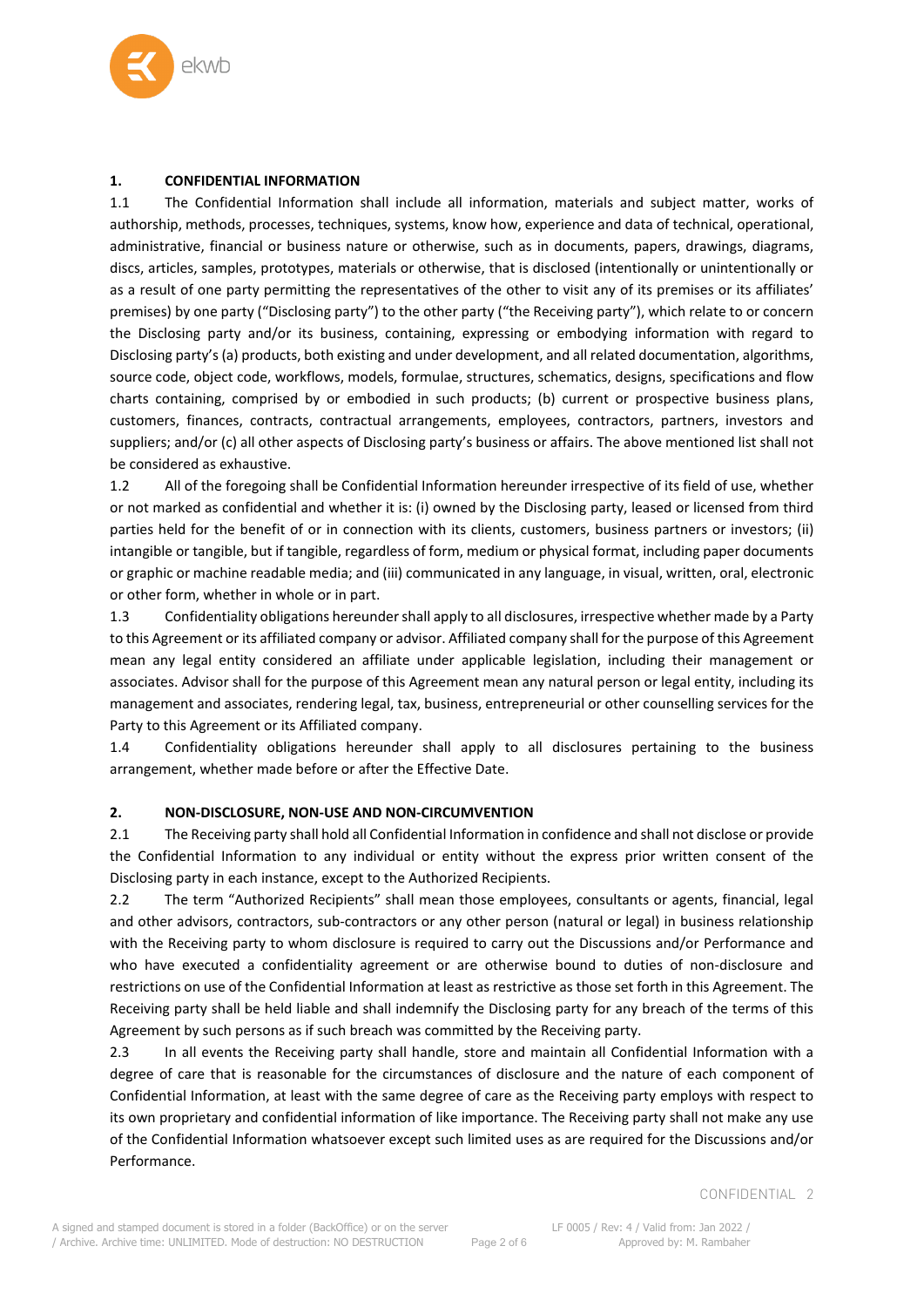## 1. CONFIDENTIAL INFORMATION

1.1 The Confidential Information shall include all information, materials and subject matter, works of authorship, methods, processes, techniques, systems, know how, experience and data of technical, operational, administrative, financial or business nature or otherwise, such as in documents, papers, drawings, diagrams, discs, articles, samples, prototypes, materials or otherwise, that is disclosed (intentionally or unintentionally or as a result of one party permitting the representatives of the other to visit any of its premises or its affiliates' premises) by one party ("Disclosing party") to the other party ("the Receiving party"), which relate to or concern the Disclosing party and/or its business, containing, expressing or embodying information with regard to Disclosing party's (a) products, both existing and under development, and all related documentation, algorithms, source code, object code, workflows, models, formulae, structures, schematics, designs, specifications and flow charts containing, comprised by or embodied in such products; (b) current or prospective business plans, customers, finances, contracts, contractual arrangements, employees, contractors, partners, investors and suppliers; and/or (c) all other aspects of Disclosing party's business or affairs. The above mentioned list shall not be considered as exhaustive.

1.2 All of the foregoing shall be Confidential Information hereunder irrespective of its field of use, whether or not marked as confidential and whether it is: (i) owned by the Disclosing party, leased or licensed from third parties held for the benefit of or in connection with its clients, customers, business partners or investors; (ii) intangible or tangible, but if tangible, regardless of form, medium or physical format, including paper documents or graphic or machine readable media; and (iii) communicated in any language, in visual, written, oral, electronic or other form, whether in whole or in part.

1.3 Confidentiality obligations hereunder shall apply to all disclosures, irrespective whether made by a Party to this Agreement or its affiliated company or advisor. Affiliated company shall for the purpose of this Agreement mean any legal entity considered an affiliate under applicable legislation, including their management or associates. Advisor shall for the purpose of this Agreement mean any natural person or legal entity, including its management and associates, rendering legal, tax, business, entrepreneurial or other counselling services for the Party to this Agreement or its Affiliated company.

1.4 Confidentiality obligations hereunder shall apply to all disclosures pertaining to the business arrangement, whether made before or after the Effective Date.

## 2. NON-DISCLOSURE, NON-USE AND NON-CIRCUMVENTION

2.1 The Receiving party shall hold all Confidential Information in confidence and shall not disclose or provide the Confidential Information to any individual or entity without the express prior written consent of the Disclosing party in each instance, except to the Authorized Recipients.

2.2 The term "Authorized Recipients" shall mean those employees, consultants or agents, financial, legal and other advisors, contractors, sub-contractors or any other person (natural or legal) in business relationship with the Receiving party to whom disclosure is required to carry out the Discussions and/or Performance and who have executed a confidentiality agreement or are otherwise bound to duties of non-disclosure and restrictions on use of the Confidential Information at least as restrictive as those set forth in this Agreement. The Receiving party shall be held liable and shall indemnify the Disclosing party for any breach of the terms of this Agreement by such persons as if such breach was committed by the Receiving party.

2.3 In all events the Receiving party shall handle, store and maintain all Confidential Information with a degree of care that is reasonable for the circumstances of disclosure and the nature of each component of Confidential Information, at least with the same degree of care as the Receiving party employs with respect to its own proprietary and confidential information of like importance. The Receiving party shall not make any use of the Confidential Information whatsoever except such limited uses as are required for the Discussions and/or Performance.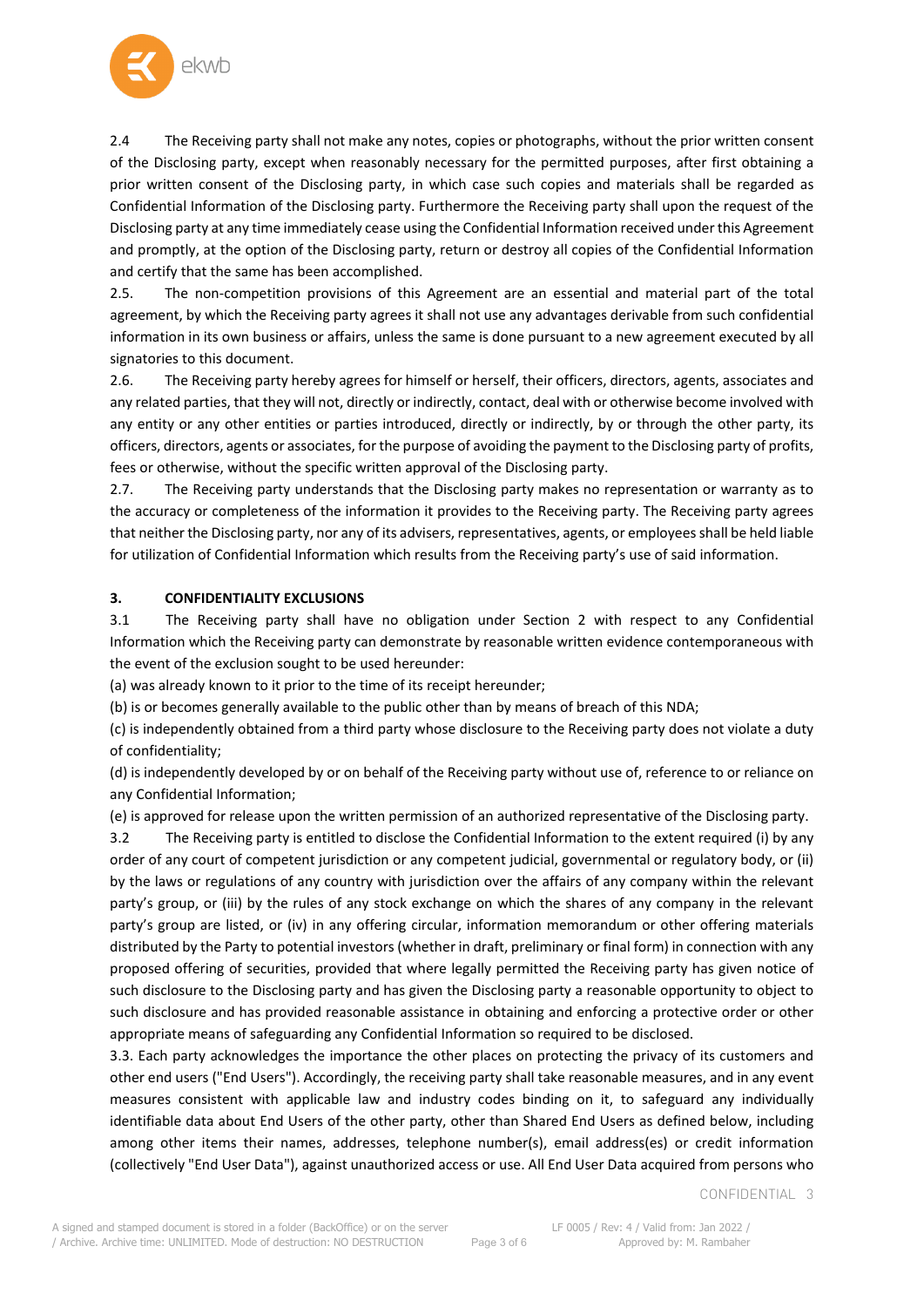2.4 The Receiving party shall not make any notes, copies or photographs, without the prior written consent of the Disclosing party, except when reasonably necessary for the permitted purposes, after first obtaining a prior written consent of the Disclosing party, in which case such copies and materials shall be regarded as Confidential Information of the Disclosing party. Furthermore the Receiving party shall upon the request of the Disclosing party at any time immediately cease using the Confidential Information received under this Agreement and promptly, at the option of the Disclosing party, return or destroy all copies of the Confidential Information and certify that the same has been accomplished.

2.5. The non-competition provisions of this Agreement are an essential and material part of the total agreement, by which the Receiving party agrees it shall not use any advantages derivable from such confidential information in its own business or affairs, unless the same is done pursuant to a new agreement executed by all signatories to this document.

2.6. The Receiving party hereby agrees for himself or herself, their officers, directors, agents, associates and any related parties, that they will not, directly or indirectly, contact, deal with or otherwise become involved with any entity or any other entities or parties introduced, directly or indirectly, by or through the other party, its officers, directors, agents or associates, for the purpose of avoiding the payment to the Disclosing party of profits, fees or otherwise, without the specific written approval of the Disclosing party.

2.7. The Receiving party understands that the Disclosing party makes no representation or warranty as to the accuracy or completeness of the information it provides to the Receiving party. The Receiving party agrees that neither the Disclosing party, nor any of its advisers, representatives, agents, or employees shall be held liable for utilization of Confidential Information which results from the Receiving party's use of said information.

**3. CONFIDENTIALITY EXCLUSIONS**

3.1 The Receiving party shall have no obligation under Section 2 with respect to any Confidential Information which the Receiving party can demonstrate by reasonable written evidence contemporaneous with the event of the exclusion sought to be used hereunder:

(a) was already known to it prior to the time of its receipt hereunder;

(b) is or becomes generally available to the public other than by means of breach of this NDA;

(c) is independently obtained from a third party whose disclosure to the Receiving party does not violate a duty of confidentiality;

(d) is independently developed by or on behalf of the Receiving party without use of, reference to or reliance on any Confidential Information;

(e) is approved for release upon the written permission of an authorized representative of the Disclosing party.

3.2 The Receiving party is entitled to disclose the Confidential Information to the extent required (i) by any order of any court of competent jurisdiction or any competent judicial, governmental or regulatory body, or (ii) by the laws or regulations of any country with jurisdiction over the affairs of any company within the relevant party's group, or (iii) by the rules of any stock exchange on which the shares of any company in the relevant party's group are listed, or (iv) in any offering circular, information memorandum or other offering materials distributed by the Party to potential investors (whether in draft, preliminary or final form) in connection with any proposed offering of securities, provided that where legally permitted the Receiving party has given notice of such disclosure to the Disclosing party and has given the Disclosing party a reasonable opportunity to object to such disclosure and has provided reasonable assistance in obtaining and enforcing a protective order or other appropriate means of safeguarding any Confidential Information so required to be disclosed.

3.3. Each party acknowledges the importance the other places on protecting the privacy of its customers and other end users ("End Users"). Accordingly, the receiving party shall take reasonable measures, and in any event measures consistent with applicable law and industry codes binding on it, to safeguard any individually identifiable data about End Users of the other party, other than Shared End Users as defined below, including among other items their names, addresses, telephone number(s), email address(es) or credit information (collectively "End User Data"), against unauthorized access or use. All End User Data acquired from persons who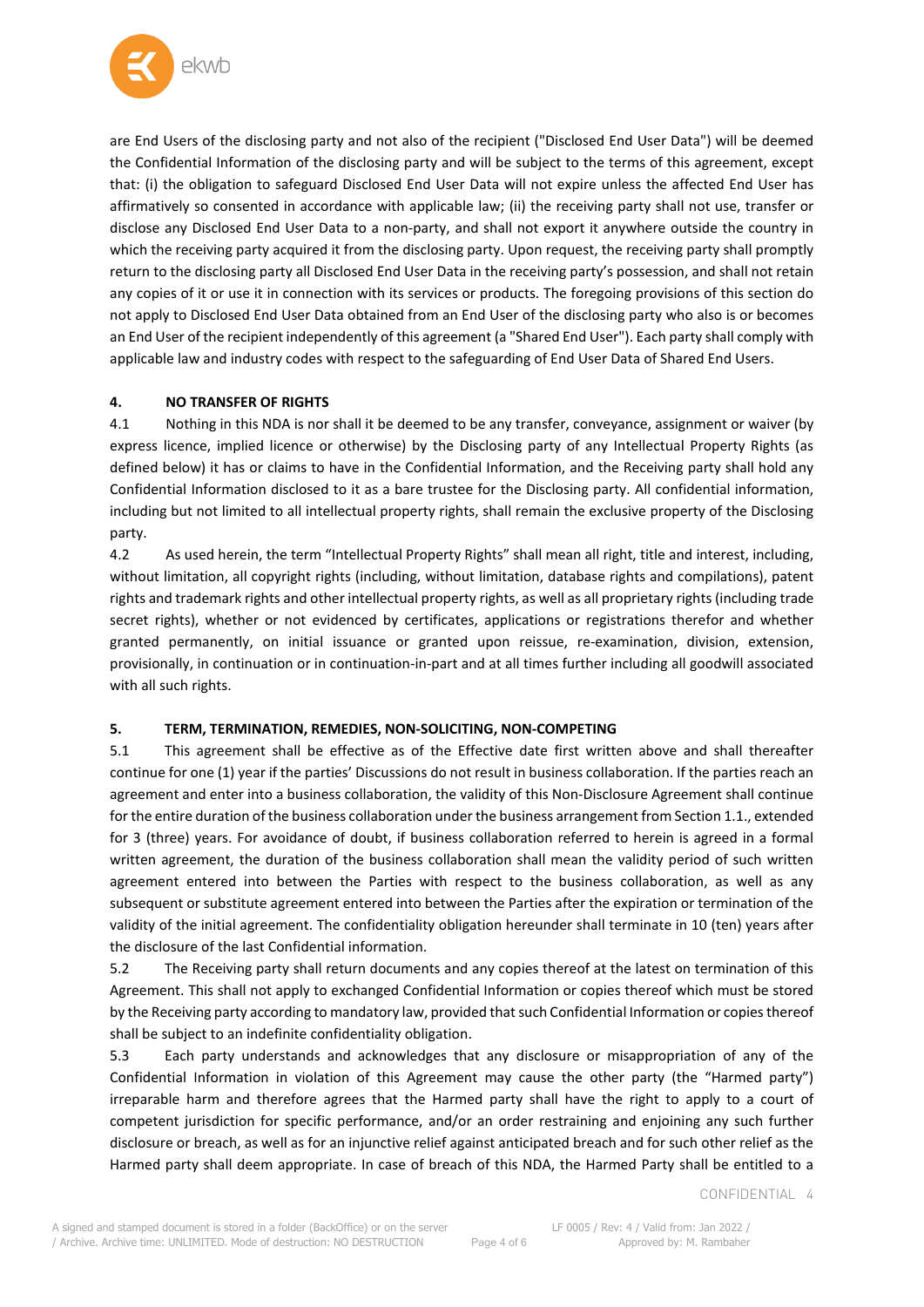are End Users of the disclosing party and not also of the recipient ("Disclosed End User Data") will be deemed the Confidential Information of the disclosing party and will be subject to the terms of this agreement, except that: (i) the obligation to safeguard Disclosed End User Data will not expire unless the affected End User has affirmatively so consented in accordance with applicable law; (ii) the receiving party shall not use, transfer or disclose any Disclosed End User Data to a non-party, and shall not export it anywhere outside the country in which the receiving party acquired it from the disclosing party. Upon request, the receiving party shall promptly return to the disclosing party all Disclosed End User Data in the receiving party's possession, and shall not retain any copies of it or use it in connection with its services or products. The foregoing provisions of this section do not apply to Disclosed End User Data obtained from an End User of the disclosing party who also is or becomes an End User of the recipient independently of this agreement (a "Shared End User"). Each party shall comply with applicable law and industry codes with respect to the safeguarding of End User Data of Shared End Users.

**4. NO TRANSFER OF RIGHTS**

4.1 Nothing in this NDA is nor shall it be deemed to be any transfer, conveyance, assignment or waiver (by express licence, implied licence or otherwise) by the Disclosing party of any Intellectual Property Rights (as defined below) it has or claims to have in the Confidential Information, and the Receiving party shall hold any Confidential Information disclosed to it as a bare trustee for the Disclosing party. All confidential information, including but not limited to all intellectual property rights, shall remain the exclusive property of the Disclosing party.

4.2 As used herein, the term "Intellectual Property Rights" shall mean all right, title and interest, including, without limitation, all copyright rights (including, without limitation, database rights and compilations), patent rights and trademark rights and other intellectual property rights, as well as all proprietary rights (including trade secret rights), whether or not evidenced by certificates, applications or registrations therefor and whether granted permanently, on initial issuance or granted upon reissue, re-examination, division, extension, provisionally, in continuation or in continuation-in-part and at all times further including all goodwill associated with all such rights.

**5. TERM, TERMINATION, REMEDIES, NON-SOLICITING, NON-COMPETING**

5.1 This agreement shall be effective as of the Effective date first written above and shall thereafter continue for one (1) year if the parties' Discussions do not result in business collaboration. If the parties reach an agreement and enter into a business collaboration, the validity of this Non-Disclosure Agreement shall continue for the entire duration of the business collaboration under the business arrangement from Section 1.1., extended for 3 (three) years. For avoidance of doubt, if business collaboration referred to herein is agreed in a formal written agreement, the duration of the business collaboration shall mean the validity period of such written agreement entered into between the Parties with respect to the business collaboration, as well as any subsequent or substitute agreement entered into between the Parties after the expiration or termination of the validity of the initial agreement. The confidentiality obligation hereunder shall terminate in 10 (ten) years after the disclosure of the last Confidential information.

5.2 The Receiving party shall return documents and any copies thereof at the latest on termination of this Agreement. This shall not apply to exchanged Confidential Information or copies thereof which must be stored by the Receiving party according to mandatory law, provided that such Confidential Information or copies thereof shall be subject to an indefinite confidentiality obligation.

5.3 Each party understands and acknowledges that any disclosure or misappropriation of any of the Confidential Information in violation of this Agreement may cause the other party (the "Harmed party") irreparable harm and therefore agrees that the Harmed party shall have the right to apply to a court of competent jurisdiction for specific performance, and/or an order restraining and enjoining any such further disclosure or breach, as well as for an injunctive relief against anticipated breach and for such other relief as the Harmed party shall deem appropriate. In case of breach of this NDA, the Harmed Party shall be entitled to a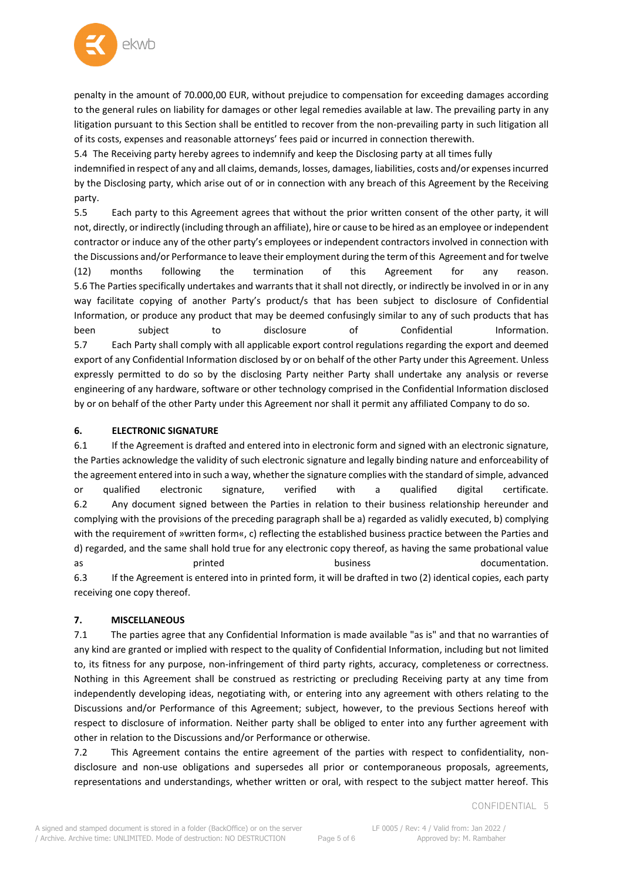penalty in the amount of 70.000,00 EUR, without prejudice to compensation for exceeding damages according to the general rules on liability for damages or other legal remedies available at law. The prevailing party in any litigation pursuant to this Section shall be entitled to recover from the non-prevailing party in such litigation all of its costs, expenses and reasonable attorneys' fees paid or incurred in connection therewith.

5.4 The Receiving party hereby agrees to indemnify and keep the Disclosing party at all times fully indemnified in respect of any and all claims, demands, losses, damages, liabilities, costs and/or expenses incurred by the Disclosing party, which arise out of or in connection with any breach of this Agreement by the Receiving party.

5.5 Each party to this Agreement agrees that without the prior written consent of the other party, it will not, directly, or indirectly (including through an affiliate), hire or cause to be hired as an employee or independent contractor or induce any of the other party's employees or independent contractors involved in connection with the Discussions and/or Performance to leave their employment during the term of this Agreement and for twelve (12) months following the termination of this Agreement for any reason.

5.6 The Parties specifically undertakes and warrants that it shall not directly, or indirectly be involved in or in any way facilitate copying of another Party's product/s that has been subject to disclosure of Confidential Information, or produce any product that may be deemed confusingly similar to any of such products that has been subject to disclosure of Confidential Information.

5.7 Each Party shall comply with all applicable export control regulations regarding the export and deemed export of any Confidential Information disclosed by or on behalf of the other Party under this Agreement. Unless expressly permitted to do so by the disclosing Party neither Party shall undertake any analysis or reverse engineering of any hardware, software or other technology comprised in the Confidential Information disclosed by or on behalf of the other Party under this Agreement nor shall it permit any affiliated Company to do so.

## 6. ELECTRONIC SIGNATURE

6.1 If the Agreement is drafted and entered into in electronic form and signed with an electronic signature, the Parties acknowledge the validity of such electronic signature and legally binding nature and enforceability of the agreement entered into in such a way, whether the signature complies with the standard of simple, advanced or qualified electronic signature, verified with a qualified digital certificate.

6.2 Any document signed between the Parties in relation to their business relationship hereunder and complying with the provisions of the preceding paragraph shall be a) regarded as validly executed, b) complying with the requirement of »written form«, c) reflecting the established business practice between the Parties and d) regarded, and the same shall hold true for any electronic copy thereof, as having the same probational value as printed business documentation.

6.3 If the Agreement is entered into in printed form, it will be drafted in two (2) identical copies, each party receiving one copy thereof.

## 7. MISCELLANEOUS

7.1 The parties agree that any Confidential Information is made available "as is" and that no warranties of any kind are granted or implied with respect to the quality of Confidential Information, including but not limited to, its fitness for any purpose, non-infringement of third party rights, accuracy, completeness or correctness. Nothing in this Agreement shall be construed as restricting or precluding Receiving party at any time from independently developing ideas, negotiating with, or entering into any agreement with others relating to the Discussions and/or Performance of this Agreement; subject, however, to the previous Sections hereof with respect to disclosure of information. Neither party shall be obliged to enter into any further agreement with other in relation to the Discussions and/or Performance or otherwise.

7.2 This Agreement contains the entire agreement of the parties with respect to confidentiality, non-disclosure and non-use obligations and supersedes all prior or contemporaneous proposals, agreements, representations and understandings, whether written or oral, with respect to the subject matter hereof. This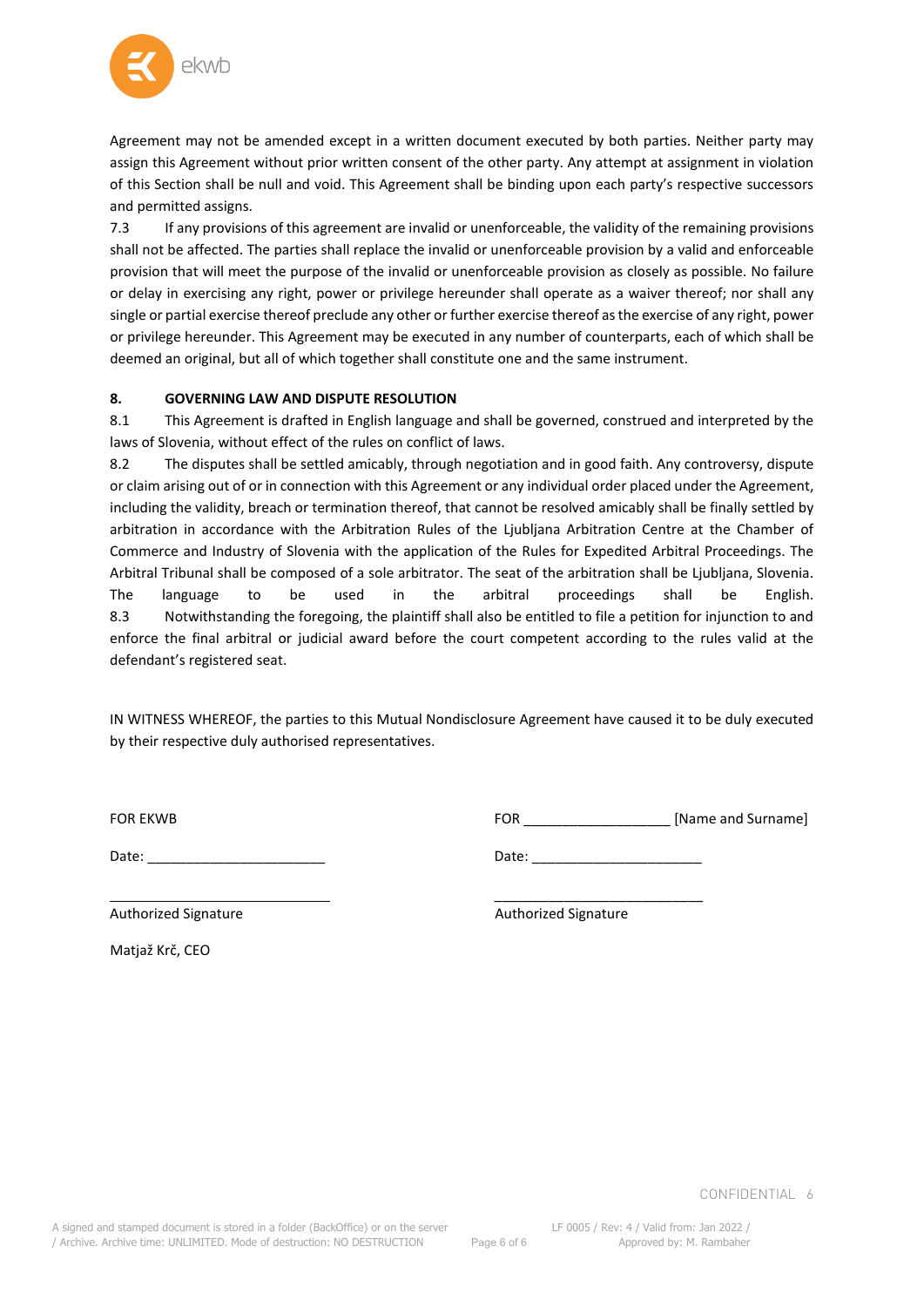Agreement may not be amended except in a written document executed by both parties. Neither party may assign this Agreement without prior written consent of the other party. Any attempt at assignment in violation of this Section shall be null and void. This Agreement shall be binding upon each party's respective successors and permitted assigns.

7.3 If any provisions of this agreement are invalid or unenforceable, the validity of the remaining provisions shall not be affected. The parties shall replace the invalid or unenforceable provision by a valid and enforceable provision that will meet the purpose of the invalid or unenforceable provision as closely as possible. No failure or delay in exercising any right, power or privilege hereunder shall operate as a waiver thereof; nor shall any single or partial exercise thereof preclude any other or further exercise thereof as the exercise of any right, power or privilege hereunder. This Agreement may be executed in any number of counterparts, each of which shall be deemed an original, but all of which together shall constitute one and the same instrument.

## 8. GOVERNING LAW AND DISPUTE RESOLUTION

8.1 This Agreement is drafted in English language and shall be governed, construed and interpreted by the laws of Slovenia, without effect of the rules on conflict of laws.

8.2 The disputes shall be settled amicably, through negotiation and in good faith. Any controversy, dispute or claim arising out of or in connection with this Agreement or any individual order placed under the Agreement, including the validity, breach or termination thereof, that cannot be resolved amicably shall be finally settled by arbitration in accordance with the Arbitration Rules of the Ljubljana Arbitration Centre at the Chamber of Commerce and Industry of Slovenia with the application of the Rules for Expedited Arbitral Proceedings. The Arbitral Tribunal shall be composed of a sole arbitrator. The seat of the arbitration shall be Ljubljana, Slovenia. The language to be used in the arbitral proceedings shall be English.

8.3 Notwithstanding the foregoing, the plaintiff shall also be entitled to file a petition for injunction to and enforce the final arbitral or judicial award before the court competent according to the rules valid at the defendant's registered seat.

IN WITNESS WHEREOF, the parties to this Mutual Nondisclosure Agreement have caused it to be duly executed by their respective duly authorised representatives.

FOR EKWB

Date: ______________________

______________________________

Authorized Signature

Matjaž Krč, CEO

FOR ___________________ [Name and Surname]

Date: ______________________

____________________________

Authorized Signature

CONFIDENTIAL

A signed and stamped document is stored in a folder (BackOffice) or on the server / Archive. Archive time: UNLIMITED. Mode of destruction: NO DESTRUCTION

LF 0005 / Rev: 4 / Valid from: Jan 2022 / Approved by: M. Rambaher